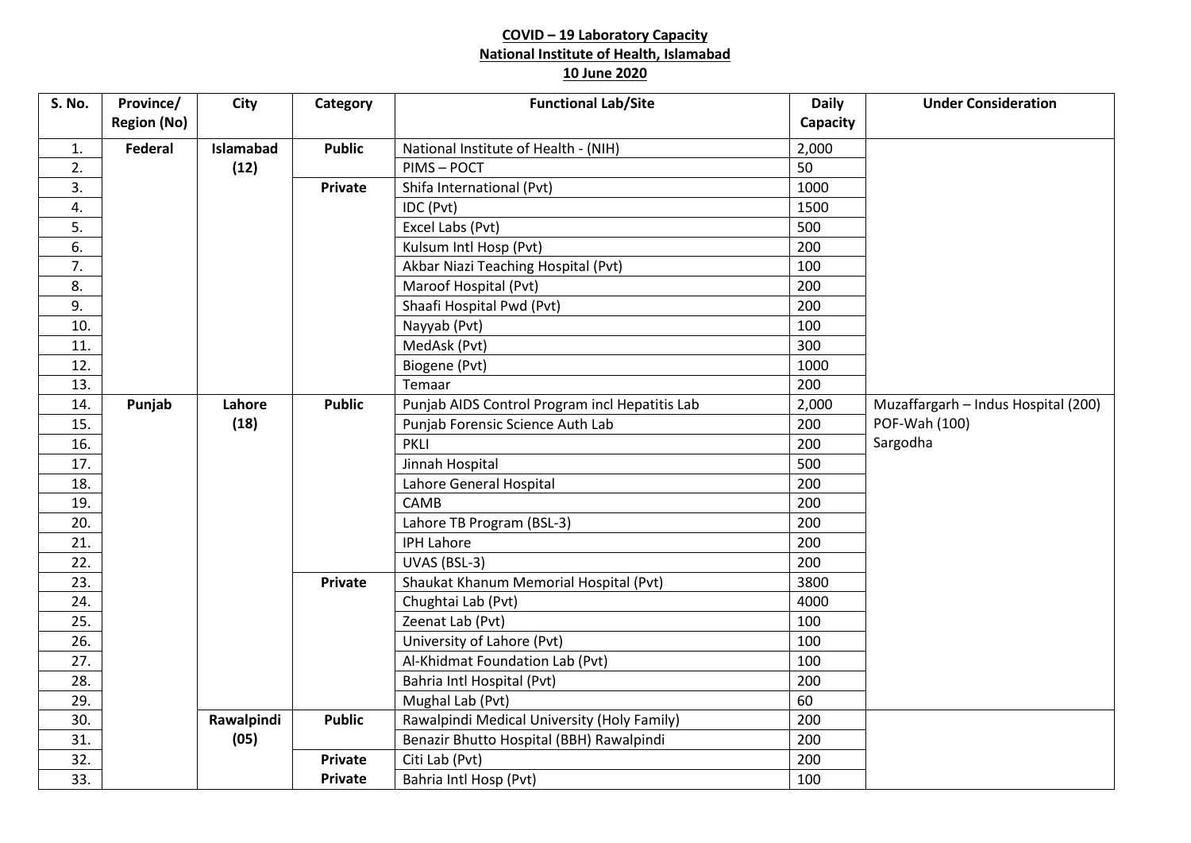**COVID – 19 Laboratory Capacity**
**National Institute of Health, Islamabad**
**10 June 2020**

| S. No. | Province/ Region (No) | City | Category | Functional Lab/Site | Daily Capacity | Under Consideration |
|---|---|---|---|---|---|---|
| 1. | **Federal** | **Islamabad (12)** | **Public** | National Institute of Health - (NIH) | 2,000 | |
| 2. | | | | PIMS – POCT | 50 | |
| 3. | | | **Private** | Shifa International (Pvt) | 1000 | |
| 4. | | | | IDC (Pvt) | 1500 | |
| 5. | | | | Excel Labs (Pvt) | 500 | |
| 6. | | | | Kulsum Intl Hosp (Pvt) | 200 | |
| 7. | | | | Akbar Niazi Teaching Hospital (Pvt) | 100 | |
| 8. | | | | Maroof Hospital (Pvt) | 200 | |
| 9. | | | | Shaafi Hospital Pwd (Pvt) | 200 | |
| 10. | | | | Nayyab (Pvt) | 100 | |
| 11. | | | | MedAsk (Pvt) | 300 | |
| 12. | | | | Biogene (Pvt) | 1000 | |
| 13. | | | | Temaar | 200 | |
| 14. | **Punjab** | **Lahore (18)** | **Public** | Punjab AIDS Control Program incl Hepatitis Lab | 2,000 | Muzaffargarh – Indus Hospital (200) POF-Wah (100) Sargodha |
| 15. | | | | Punjab Forensic Science Auth Lab | 200 | |
| 16. | | | | PKLI | 200 | |
| 17. | | | | Jinnah Hospital | 500 | |
| 18. | | | | Lahore General Hospital | 200 | |
| 19. | | | | CAMB | 200 | |
| 20. | | | | Lahore TB Program (BSL-3) | 200 | |
| 21. | | | | IPH Lahore | 200 | |
| 22. | | | | UVAS (BSL-3) | 200 | |
| 23. | | | **Private** | Shaukat Khanum Memorial Hospital (Pvt) | 3800 | |
| 24. | | | | Chughtai Lab (Pvt) | 4000 | |
| 25. | | | | Zeenat Lab (Pvt) | 100 | |
| 26. | | | | University of Lahore (Pvt) | 100 | |
| 27. | | | | Al-Khidmat Foundation Lab (Pvt) | 100 | |
| 28. | | | | Bahria Intl Hospital (Pvt) | 200 | |
| 29. | | | | Mughal Lab (Pvt) | 60 | |
| 30. | | **Rawalpindi (05)** | **Public** | Rawalpindi Medical University (Holy Family) | 200 | |
| 31. | | | | Benazir Bhutto Hospital (BBH) Rawalpindi | 200 | |
| 32. | | | **Private** | Citi Lab (Pvt) | 200 | |
| 33. | | | **Private** | Bahria Intl Hosp (Pvt) | 100 | |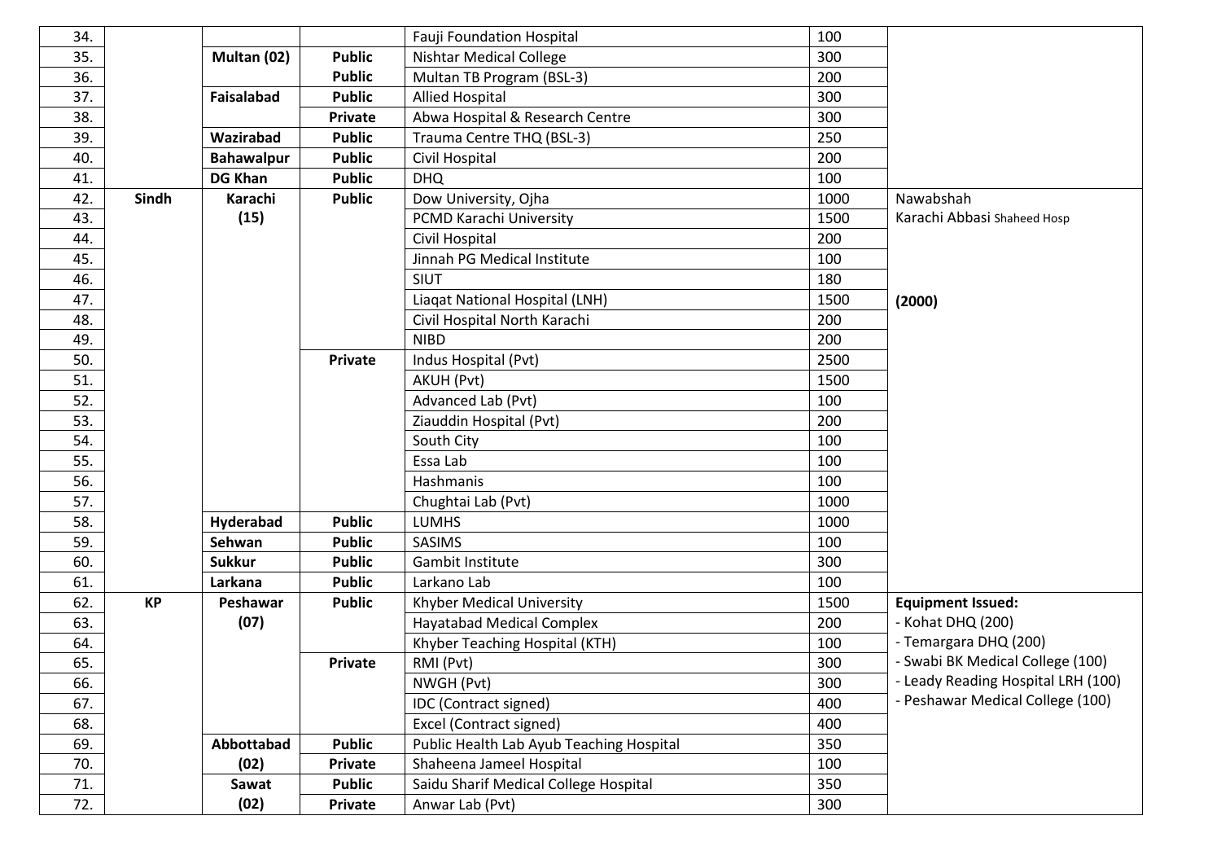| | | | | | | |
|---|---|---|---|---|---|---|
| 34. | | | | Fauji Foundation Hospital | 100 | |
| 35. | | **Multan (02)** | **Public** | Nishtar Medical College | 300 | |
| 36. | | | **Public** | Multan TB Program (BSL-3) | 200 | |
| 37. | | **Faisalabad** | **Public** | Allied Hospital | 300 | |
| 38. | | | **Private** | Abwa Hospital & Research Centre | 300 | |
| 39. | | **Wazirabad** | **Public** | Trauma Centre THQ (BSL-3) | 250 | |
| 40. | | **Bahawalpur** | **Public** | Civil Hospital | 200 | |
| 41. | | **DG Khan** | **Public** | DHQ | 100 | |
| 42. | **Sindh** | **Karachi (15)** | **Public** | Dow University, Ojha | 1000 | Nawabshah |
| 43. | | | | PCMD Karachi University | 1500 | Karachi Abbasi Shaheed Hosp |
| 44. | | | | Civil Hospital | 200 | |
| 45. | | | | Jinnah PG Medical Institute | 100 | |
| 46. | | | | SIUT | 180 | |
| 47. | | | | Liaqat National Hospital (LNH) | 1500 | **(2000)** |
| 48. | | | | Civil Hospital North Karachi | 200 | |
| 49. | | | | NIBD | 200 | |
| 50. | | | **Private** | Indus Hospital (Pvt) | 2500 | |
| 51. | | | | AKUH (Pvt) | 1500 | |
| 52. | | | | Advanced Lab (Pvt) | 100 | |
| 53. | | | | Ziauddin Hospital (Pvt) | 200 | |
| 54. | | | | South City | 100 | |
| 55. | | | | Essa Lab | 100 | |
| 56. | | | | Hashmanis | 100 | |
| 57. | | | | Chughtai Lab (Pvt) | 1000 | |
| 58. | | **Hyderabad** | **Public** | LUMHS | 1000 | |
| 59. | | **Sehwan** | **Public** | SASIMS | 100 | |
| 60. | | **Sukkur** | **Public** | Gambit Institute | 300 | |
| 61. | | **Larkana** | **Public** | Larkano Lab | 100 | |
| 62. | **KP** | **Peshawar (07)** | **Public** | Khyber Medical University | 1500 | **Equipment Issued:** |
| 63. | | | | Hayatabad Medical Complex | 200 | - Kohat DHQ (200) |
| 64. | | | | Khyber Teaching Hospital (KTH) | 100 | - Temargara DHQ (200) |
| 65. | | | **Private** | RMI (Pvt) | 300 | - Swabi BK Medical College (100) |
| 66. | | | | NWGH (Pvt) | 300 | - Leady Reading Hospital LRH (100) |
| 67. | | | | IDC (Contract signed) | 400 | - Peshawar Medical College (100) |
| 68. | | | | Excel (Contract signed) | 400 | |
| 69. | | **Abbottabad (02)** | **Public** | Public Health Lab Ayub Teaching Hospital | 350 | |
| 70. | | | **Private** | Shaheena Jameel Hospital | 100 | |
| 71. | | **Sawat (02)** | **Public** | Saidu Sharif Medical College Hospital | 350 | |
| 72. | | | **Private** | Anwar Lab (Pvt) | 300 | |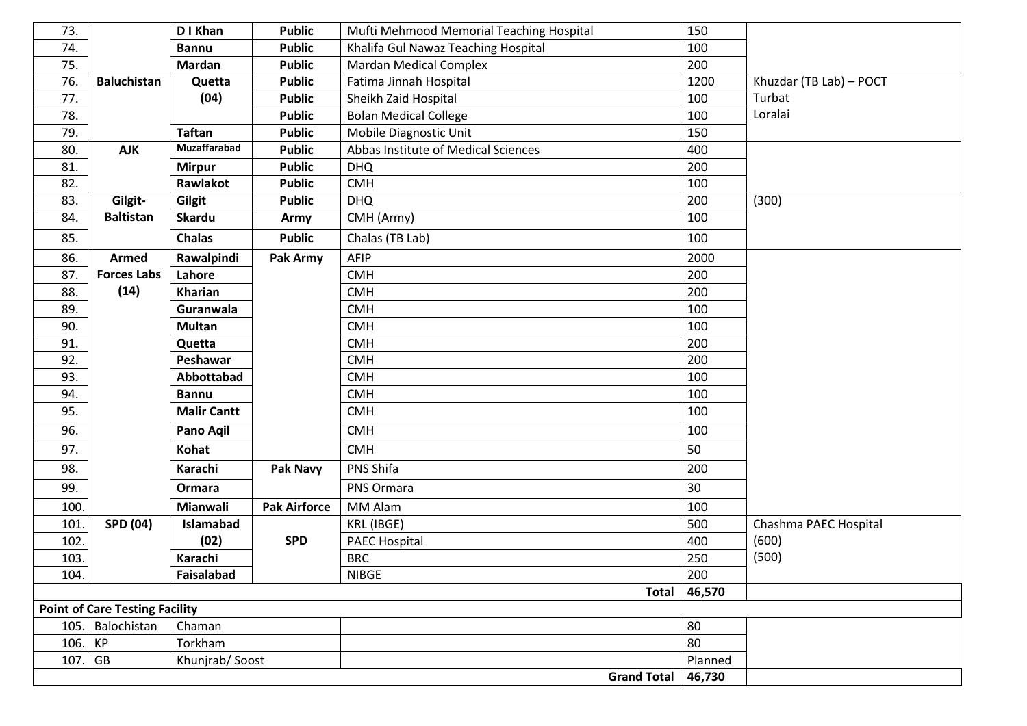| | | | | | | |
|---|---|---|---|---|---|---|
| 73. | | **D I Khan** | **Public** | Mufti Mehmood Memorial Teaching Hospital | 150 | |
| 74. | | **Bannu** | **Public** | Khalifa Gul Nawaz Teaching Hospital | 100 | |
| 75. | | **Mardan** | **Public** | Mardan Medical Complex | 200 | |
| 76. | **Baluchistan** | **Quetta (04)** | **Public** | Fatima Jinnah Hospital | 1200 | Khuzdar (TB Lab) – POCT |
| 77. | | | **Public** | Sheikh Zaid Hospital | 100 | Turbat |
| 78. | | | **Public** | Bolan Medical College | 100 | Loralai |
| 79. | | **Taftan** | **Public** | Mobile Diagnostic Unit | 150 | |
| 80. | **AJK** | **Muzaffarabad** | **Public** | Abbas Institute of Medical Sciences | 400 | |
| 81. | | **Mirpur** | **Public** | DHQ | 200 | |
| 82. | | **Rawlakot** | **Public** | CMH | 100 | |
| 83. | **Gilgit-Baltistan** | **Gilgit** | **Public** | DHQ | 200 | (300) |
| 84. | | **Skardu** | **Army** | CMH (Army) | 100 | |
| 85. | | **Chalas** | **Public** | Chalas (TB Lab) | 100 | |
| 86. | **Armed Forces Labs (14)** | **Rawlpindi** | **Pak Army** | AFIP | 2000 | |
| 87. | | **Lahore** | | CMH | 200 | |
| 88. | | **Kharian** | | CMH | 200 | |
| 89. | | **Guranwala** | | CMH | 100 | |
| 90. | | **Multan** | | CMH | 100 | |
| 91. | | **Quetta** | | CMH | 200 | |
| 92. | | **Peshawar** | | CMH | 200 | |
| 93. | | **Abbottabad** | | CMH | 100 | |
| 94. | | **Bannu** | | CMH | 100 | |
| 95. | | **Malir Cantt** | | CMH | 100 | |
| 96. | | **Pano Aqil** | | CMH | 100 | |
| 97. | | **Kohat** | | CMH | 50 | |
| 98. | | **Karachi** | **Pak Navy** | PNS Shifa | 200 | |
| 99. | | **Ormara** | | PNS Ormara | 30 | |
| 100. | | **Mianwali** | **Pak Airforce** | MM Alam | 100 | |
| 101. | **SPD (04)** | **Islamabad (02)** | **SPD** | KRL (IBGE) | 500 | Chashma PAEC Hospital |
| 102. | | | | PAEC Hospital | 400 | (600) |
| 103. | | **Karachi** | | BRC | 250 | (500) |
| 104. | | **Faisalabad** | | NIBGE | 200 | |
| | | | | **Total** | **46,570** | |
| **Point of Care Testing Facility** | | | | | | |
| 105. | Balochistan | Chaman | | | 80 | |
| 106. | KP | Torkham | | | 80 | |
| 107. | GB | Khunjrab/ Soost | | | Planned | |
| | | | | **Grand Total** | **46,730** | |